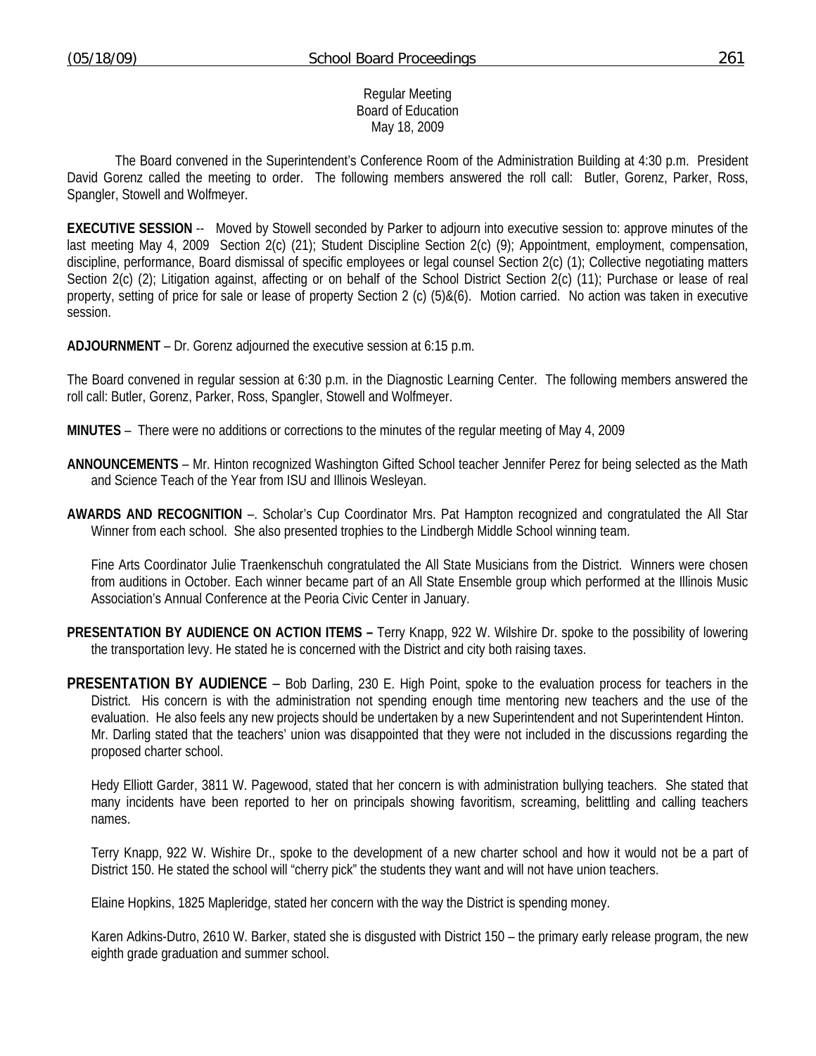Regular Meeting
Board of Education
May 18, 2009

The Board convened in the Superintendent's Conference Room of the Administration Building at 4:30 p.m. President David Gorenz called the meeting to order. The following members answered the roll call: Butler, Gorenz, Parker, Ross, Spangler, Stowell and Wolfmeyer.

**EXECUTIVE SESSION** -- Moved by Stowell seconded by Parker to adjourn into executive session to: approve minutes of the last meeting May 4, 2009 Section 2(c) (21); Student Discipline Section 2(c) (9); Appointment, employment, compensation, discipline, performance, Board dismissal of specific employees or legal counsel Section 2(c) (1); Collective negotiating matters Section 2(c) (2); Litigation against, affecting or on behalf of the School District Section 2(c) (11); Purchase or lease of real property, setting of price for sale or lease of property Section 2 (c) (5)&(6). Motion carried. No action was taken in executive session.

**ADJOURNMENT** – Dr. Gorenz adjourned the executive session at 6:15 p.m.

The Board convened in regular session at 6:30 p.m. in the Diagnostic Learning Center. The following members answered the roll call: Butler, Gorenz, Parker, Ross, Spangler, Stowell and Wolfmeyer.

**MINUTES** – There were no additions or corrections to the minutes of the regular meeting of May 4, 2009

**ANNOUNCEMENTS** – Mr. Hinton recognized Washington Gifted School teacher Jennifer Perez for being selected as the Math and Science Teach of the Year from ISU and Illinois Wesleyan.

**AWARDS AND RECOGNITION** –. Scholar's Cup Coordinator Mrs. Pat Hampton recognized and congratulated the All Star Winner from each school. She also presented trophies to the Lindbergh Middle School winning team.

Fine Arts Coordinator Julie Traenkenschuh congratulated the All State Musicians from the District. Winners were chosen from auditions in October. Each winner became part of an All State Ensemble group which performed at the Illinois Music Association's Annual Conference at the Peoria Civic Center in January.

**PRESENTATION BY AUDIENCE ON ACTION ITEMS –** Terry Knapp, 922 W. Wilshire Dr. spoke to the possibility of lowering the transportation levy. He stated he is concerned with the District and city both raising taxes.

**PRESENTATION BY AUDIENCE** – Bob Darling, 230 E. High Point, spoke to the evaluation process for teachers in the District. His concern is with the administration not spending enough time mentoring new teachers and the use of the evaluation. He also feels any new projects should be undertaken by a new Superintendent and not Superintendent Hinton. Mr. Darling stated that the teachers' union was disappointed that they were not included in the discussions regarding the proposed charter school.

Hedy Elliott Garder, 3811 W. Pagewood, stated that her concern is with administration bullying teachers. She stated that many incidents have been reported to her on principals showing favoritism, screaming, belittling and calling teachers names.

Terry Knapp, 922 W. Wishire Dr., spoke to the development of a new charter school and how it would not be a part of District 150. He stated the school will "cherry pick" the students they want and will not have union teachers.

Elaine Hopkins, 1825 Mapleridge, stated her concern with the way the District is spending money.

Karen Adkins-Dutro, 2610 W. Barker, stated she is disgusted with District 150 – the primary early release program, the new eighth grade graduation and summer school.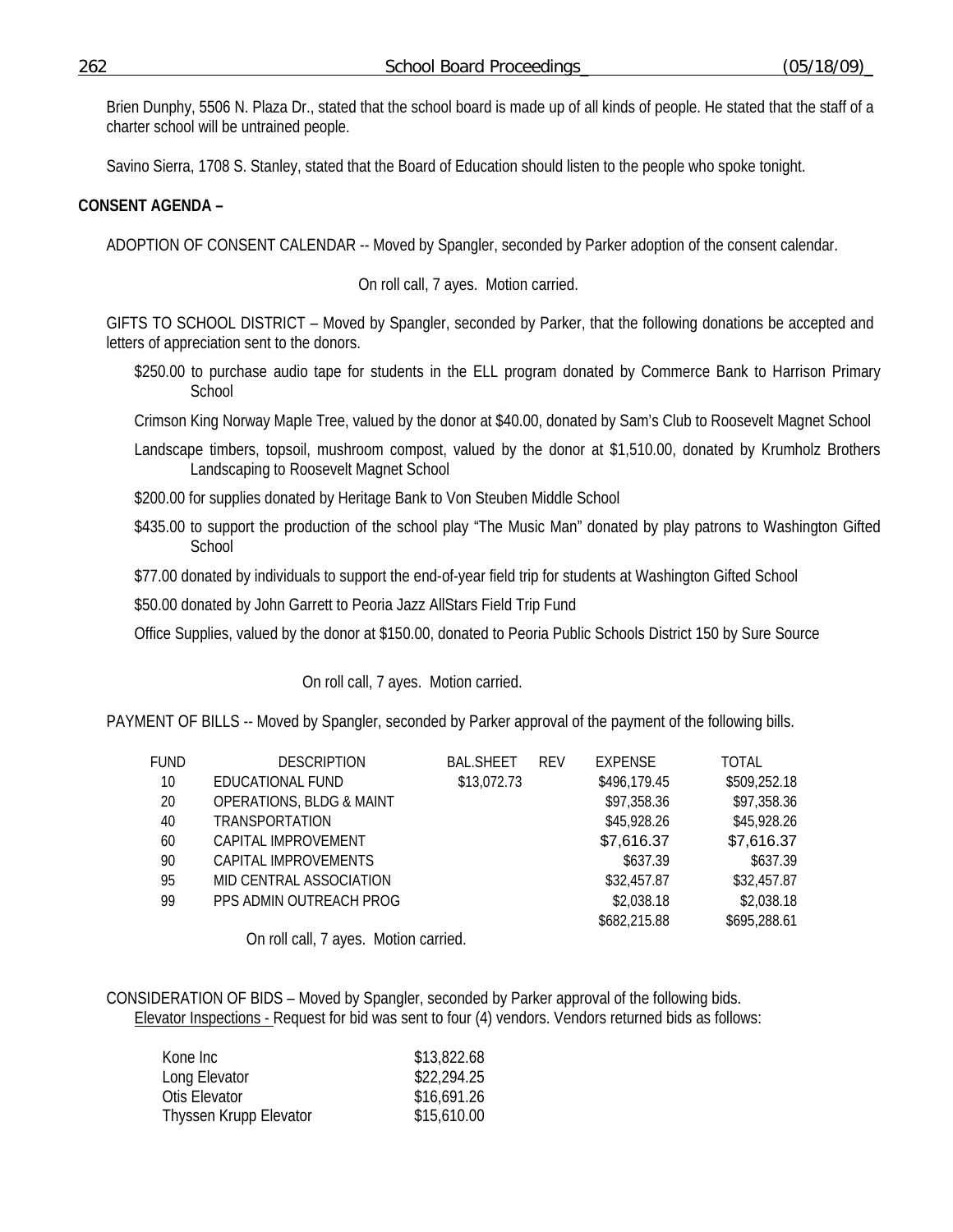Brien Dunphy, 5506 N. Plaza Dr., stated that the school board is made up of all kinds of people. He stated that the staff of a charter school will be untrained people.

Savino Sierra, 1708 S. Stanley, stated that the Board of Education should listen to the people who spoke tonight.

**CONSENT AGENDA –**

ADOPTION OF CONSENT CALENDAR -- Moved by Spangler, seconded by Parker adoption of the consent calendar.

On roll call, 7 ayes. Motion carried.

GIFTS TO SCHOOL DISTRICT – Moved by Spangler, seconded by Parker, that the following donations be accepted and letters of appreciation sent to the donors.

$250.00 to purchase audio tape for students in the ELL program donated by Commerce Bank to Harrison Primary School

Crimson King Norway Maple Tree, valued by the donor at $40.00, donated by Sam's Club to Roosevelt Magnet School

Landscape timbers, topsoil, mushroom compost, valued by the donor at $1,510.00, donated by Krumholz Brothers Landscaping to Roosevelt Magnet School

$200.00 for supplies donated by Heritage Bank to Von Steuben Middle School

$435.00 to support the production of the school play "The Music Man" donated by play patrons to Washington Gifted School

$77.00 donated by individuals to support the end-of-year field trip for students at Washington Gifted School

$50.00 donated by John Garrett to Peoria Jazz AllStars Field Trip Fund

Office Supplies, valued by the donor at $150.00, donated to Peoria Public Schools District 150 by Sure Source

On roll call, 7 ayes. Motion carried.

PAYMENT OF BILLS -- Moved by Spangler, seconded by Parker approval of the payment of the following bills.

| FUND | DESCRIPTION | BAL.SHEET | REV | EXPENSE | TOTAL |
|---|---|---|---|---|---|
| 10 | EDUCATIONAL FUND | $13,072.73 | | $496,179.45 | $509,252.18 |
| 20 | OPERATIONS, BLDG & MAINT | | | $97,358.36 | $97,358.36 |
| 40 | TRANSPORTATION | | | $45,928.26 | $45,928.26 |
| 60 | CAPITAL IMPROVEMENT | | | $7,616.37 | $7,616.37 |
| 90 | CAPITAL IMPROVEMENTS | | | $637.39 | $637.39 |
| 95 | MID CENTRAL ASSOCIATION | | | $32,457.87 | $32,457.87 |
| 99 | PPS ADMIN OUTREACH PROG | | | $2,038.18 | $2,038.18 |
| | | | | $682,215.88 | $695,288.61 |

On roll call, 7 ayes. Motion carried.

CONSIDERATION OF BIDS – Moved by Spangler, seconded by Parker approval of the following bids.

Elevator Inspections - Request for bid was sent to four (4) vendors. Vendors returned bids as follows:

| Vendor | Bid |
|---|---|
| Kone Inc | $13,822.68 |
| Long Elevator | $22,294.25 |
| Otis Elevator | $16,691.26 |
| Thyssen Krupp Elevator | $15,610.00 |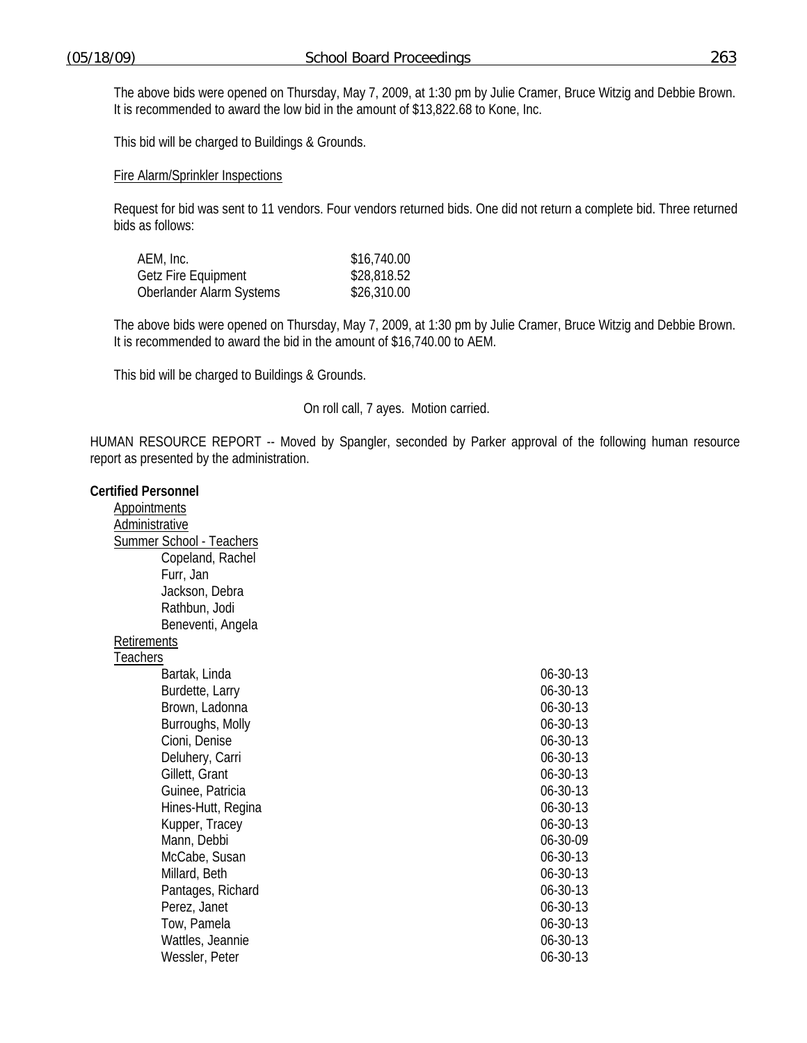The above bids were opened on Thursday, May 7, 2009, at 1:30 pm by Julie Cramer, Bruce Witzig and Debbie Brown. It is recommended to award the low bid in the amount of $13,822.68 to Kone, Inc.

This bid will be charged to Buildings & Grounds.

Fire Alarm/Sprinkler Inspections

Request for bid was sent to 11 vendors. Four vendors returned bids. One did not return a complete bid. Three returned bids as follows:

| | |
|---|---|
| AEM, Inc. | $16,740.00 |
| Getz Fire Equipment | $28,818.52 |
| Oberlander Alarm Systems | $26,310.00 |

The above bids were opened on Thursday, May 7, 2009, at 1:30 pm by Julie Cramer, Bruce Witzig and Debbie Brown. It is recommended to award the bid in the amount of $16,740.00 to AEM.

This bid will be charged to Buildings & Grounds.

On roll call, 7 ayes. Motion carried.

HUMAN RESOURCE REPORT -- Moved by Spangler, seconded by Parker approval of the following human resource report as presented by the administration.

**Certified Personnel**

Appointments

Administrative

Summer School - Teachers

- Copeland, Rachel
- Furr, Jan
- Jackson, Debra
- Rathbun, Jodi
- Beneventi, Angela

Retirements

Teachers

| | |
|---|---|
| Bartak, Linda | 06-30-13 |
| Burdette, Larry | 06-30-13 |
| Brown, Ladonna | 06-30-13 |
| Burroughs, Molly | 06-30-13 |
| Cioni, Denise | 06-30-13 |
| Deluhery, Carri | 06-30-13 |
| Gillett, Grant | 06-30-13 |
| Guinee, Patricia | 06-30-13 |
| Hines-Hutt, Regina | 06-30-13 |
| Kupper, Tracey | 06-30-13 |
| Mann, Debbi | 06-30-09 |
| McCabe, Susan | 06-30-13 |
| Millard, Beth | 06-30-13 |
| Pantages, Richard | 06-30-13 |
| Perez, Janet | 06-30-13 |
| Tow, Pamela | 06-30-13 |
| Wattles, Jeannie | 06-30-13 |
| Wessler, Peter | 06-30-13 |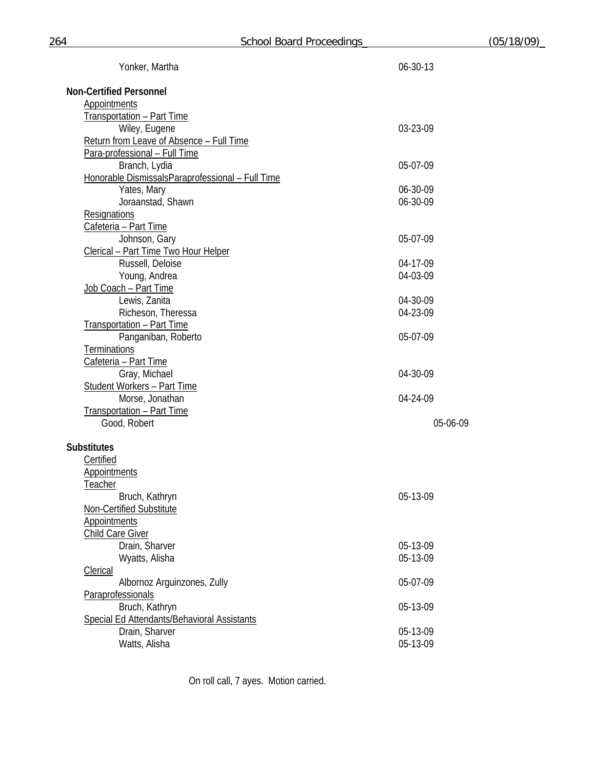Yonker, Martha 06-30-13

**Non-Certified Personnel**

Appointments

Transportation – Part Time

| | |
|---|---|
| Wiley, Eugene | 03-23-09 |

Return from Leave of Absence – Full Time

Para-professional – Full Time

| | |
|---|---|
| Branch, Lydia | 05-07-09 |

Honorable DismissalsParaprofessional – Full Time

| | |
|---|---|
| Yates, Mary | 06-30-09 |
| Joraanstad, Shawn | 06-30-09 |

Resignations

Cafeteria – Part Time

| | |
|---|---|
| Johnson, Gary | 05-07-09 |

Clerical – Part Time Two Hour Helper

| | |
|---|---|
| Russell, Deloise | 04-17-09 |
| Young, Andrea | 04-03-09 |

Job Coach – Part Time

| | |
|---|---|
| Lewis, Zanita | 04-30-09 |
| Richeson, Theressa | 04-23-09 |

Transportation – Part Time

| | |
|---|---|
| Panganiban, Roberto | 05-07-09 |

Terminations

Cafeteria – Part Time

| | |
|---|---|
| Gray, Michael | 04-30-09 |

Student Workers – Part Time

| | |
|---|---|
| Morse, Jonathan | 04-24-09 |

Transportation – Part Time

| | |
|---|---|
| Good, Robert | 05-06-09 |

**Substitutes**

Certified

Appointments

Teacher

| | |
|---|---|
| Bruch, Kathryn | 05-13-09 |

Non-Certified Substitute

Appointments

Child Care Giver

| | |
|---|---|
| Drain, Sharver | 05-13-09 |
| Wyatts, Alisha | 05-13-09 |

Clerical

| | |
|---|---|
| Albornoz Arguinzones, Zully | 05-07-09 |

Paraprofessionals

| | |
|---|---|
| Bruch, Kathryn | 05-13-09 |

Special Ed Attendants/Behavioral Assistants

| | |
|---|---|
| Drain, Sharver | 05-13-09 |
| Watts, Alisha | 05-13-09 |

On roll call, 7 ayes. Motion carried.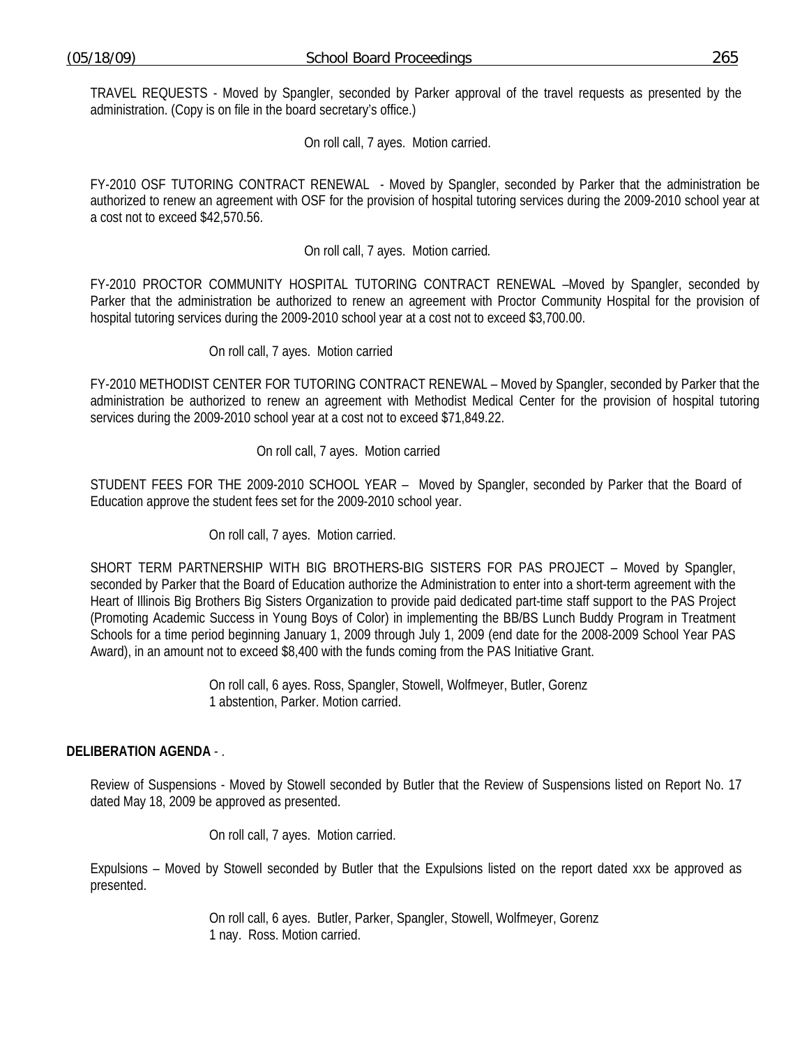TRAVEL REQUESTS - Moved by Spangler, seconded by Parker approval of the travel requests as presented by the administration. (Copy is on file in the board secretary's office.)

On roll call, 7 ayes. Motion carried.

FY-2010 OSF TUTORING CONTRACT RENEWAL - Moved by Spangler, seconded by Parker that the administration be authorized to renew an agreement with OSF for the provision of hospital tutoring services during the 2009-2010 school year at a cost not to exceed $42,570.56.

On roll call, 7 ayes. Motion carried.

FY-2010 PROCTOR COMMUNITY HOSPITAL TUTORING CONTRACT RENEWAL –Moved by Spangler, seconded by Parker that the administration be authorized to renew an agreement with Proctor Community Hospital for the provision of hospital tutoring services during the 2009-2010 school year at a cost not to exceed $3,700.00.

On roll call, 7 ayes. Motion carried

FY-2010 METHODIST CENTER FOR TUTORING CONTRACT RENEWAL – Moved by Spangler, seconded by Parker that the administration be authorized to renew an agreement with Methodist Medical Center for the provision of hospital tutoring services during the 2009-2010 school year at a cost not to exceed $71,849.22.

On roll call, 7 ayes. Motion carried

STUDENT FEES FOR THE 2009-2010 SCHOOL YEAR – Moved by Spangler, seconded by Parker that the Board of Education approve the student fees set for the 2009-2010 school year.

On roll call, 7 ayes. Motion carried.

SHORT TERM PARTNERSHIP WITH BIG BROTHERS-BIG SISTERS FOR PAS PROJECT – Moved by Spangler, seconded by Parker that the Board of Education authorize the Administration to enter into a short-term agreement with the Heart of Illinois Big Brothers Big Sisters Organization to provide paid dedicated part-time staff support to the PAS Project (Promoting Academic Success in Young Boys of Color) in implementing the BB/BS Lunch Buddy Program in Treatment Schools for a time period beginning January 1, 2009 through July 1, 2009 (end date for the 2008-2009 School Year PAS Award), in an amount not to exceed $8,400 with the funds coming from the PAS Initiative Grant.

On roll call, 6 ayes. Ross, Spangler, Stowell, Wolfmeyer, Butler, Gorenz
1 abstention, Parker. Motion carried.

**DELIBERATION AGENDA** - .

Review of Suspensions - Moved by Stowell seconded by Butler that the Review of Suspensions listed on Report No. 17 dated May 18, 2009 be approved as presented.

On roll call, 7 ayes. Motion carried.

Expulsions – Moved by Stowell seconded by Butler that the Expulsions listed on the report dated xxx be approved as presented.

On roll call, 6 ayes. Butler, Parker, Spangler, Stowell, Wolfmeyer, Gorenz
1 nay. Ross. Motion carried.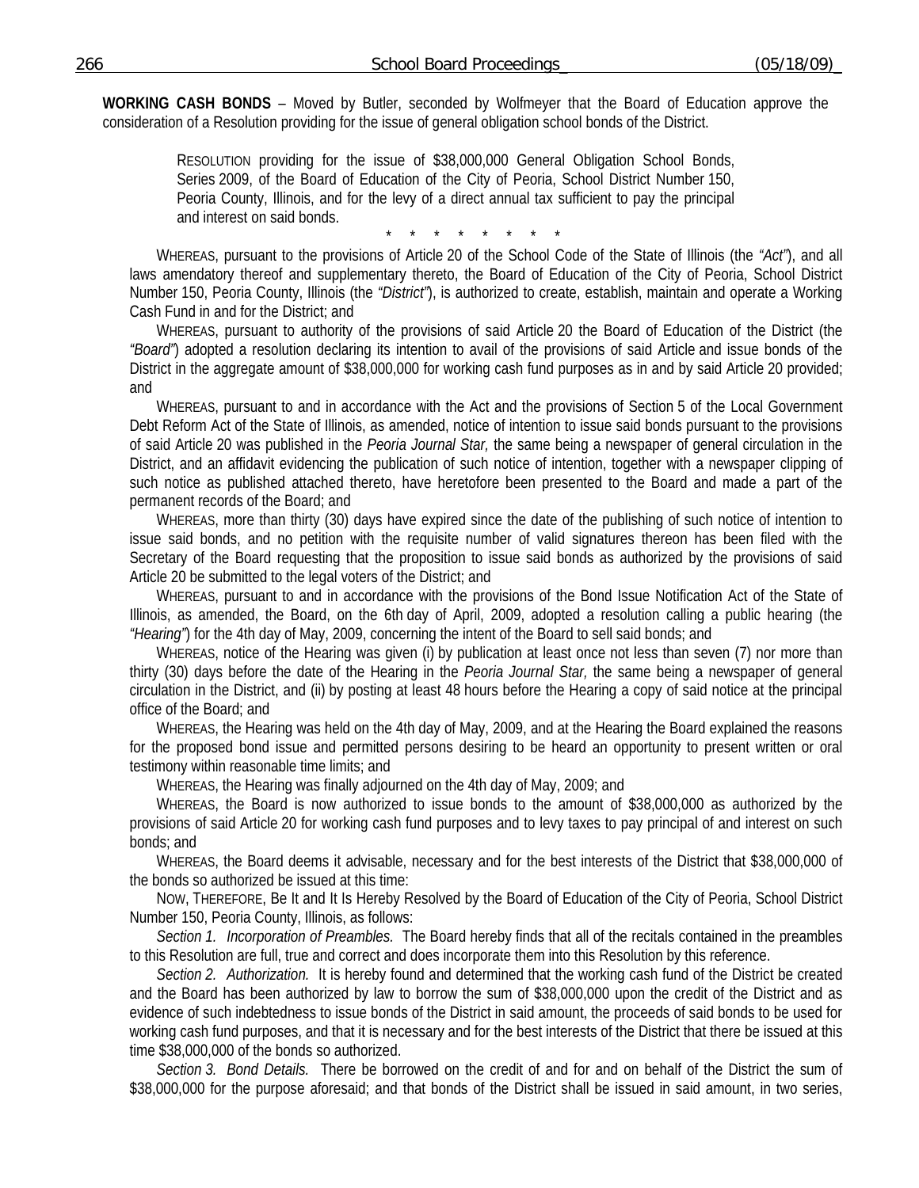**WORKING CASH BONDS** – Moved by Butler, seconded by Wolfmeyer that the Board of Education approve the consideration of a Resolution providing for the issue of general obligation school bonds of the District.

> RESOLUTION providing for the issue of $38,000,000 General Obligation School Bonds, Series 2009, of the Board of Education of the City of Peoria, School District Number 150, Peoria County, Illinois, and for the levy of a direct annual tax sufficient to pay the principal and interest on said bonds.

\* \* \* \* \* \* \* \* \*

WHEREAS, pursuant to the provisions of Article 20 of the School Code of the State of Illinois (the *"Act"*), and all laws amendatory thereof and supplementary thereto, the Board of Education of the City of Peoria, School District Number 150, Peoria County, Illinois (the *"District"*), is authorized to create, establish, maintain and operate a Working Cash Fund in and for the District; and

WHEREAS, pursuant to authority of the provisions of said Article 20 the Board of Education of the District (the *"Board"*) adopted a resolution declaring its intention to avail of the provisions of said Article and issue bonds of the District in the aggregate amount of $38,000,000 for working cash fund purposes as in and by said Article 20 provided; and

WHEREAS, pursuant to and in accordance with the Act and the provisions of Section 5 of the Local Government Debt Reform Act of the State of Illinois, as amended, notice of intention to issue said bonds pursuant to the provisions of said Article 20 was published in the *Peoria Journal Star,* the same being a newspaper of general circulation in the District, and an affidavit evidencing the publication of such notice of intention, together with a newspaper clipping of such notice as published attached thereto, have heretofore been presented to the Board and made a part of the permanent records of the Board; and

WHEREAS, more than thirty (30) days have expired since the date of the publishing of such notice of intention to issue said bonds, and no petition with the requisite number of valid signatures thereon has been filed with the Secretary of the Board requesting that the proposition to issue said bonds as authorized by the provisions of said Article 20 be submitted to the legal voters of the District; and

WHEREAS, pursuant to and in accordance with the provisions of the Bond Issue Notification Act of the State of Illinois, as amended, the Board, on the 6th day of April, 2009, adopted a resolution calling a public hearing (the *"Hearing"*) for the 4th day of May, 2009, concerning the intent of the Board to sell said bonds; and

WHEREAS, notice of the Hearing was given (i) by publication at least once not less than seven (7) nor more than thirty (30) days before the date of the Hearing in the *Peoria Journal Star,* the same being a newspaper of general circulation in the District, and (ii) by posting at least 48 hours before the Hearing a copy of said notice at the principal office of the Board; and

WHEREAS, the Hearing was held on the 4th day of May, 2009, and at the Hearing the Board explained the reasons for the proposed bond issue and permitted persons desiring to be heard an opportunity to present written or oral testimony within reasonable time limits; and

WHEREAS, the Hearing was finally adjourned on the 4th day of May, 2009; and

WHEREAS, the Board is now authorized to issue bonds to the amount of $38,000,000 as authorized by the provisions of said Article 20 for working cash fund purposes and to levy taxes to pay principal of and interest on such bonds; and

WHEREAS, the Board deems it advisable, necessary and for the best interests of the District that $38,000,000 of the bonds so authorized be issued at this time:

NOW, THEREFORE, Be It and It Is Hereby Resolved by the Board of Education of the City of Peoria, School District Number 150, Peoria County, Illinois, as follows:

*Section 1. Incorporation of Preambles.* The Board hereby finds that all of the recitals contained in the preambles to this Resolution are full, true and correct and does incorporate them into this Resolution by this reference.

*Section 2. Authorization.* It is hereby found and determined that the working cash fund of the District be created and the Board has been authorized by law to borrow the sum of $38,000,000 upon the credit of the District and as evidence of such indebtedness to issue bonds of the District in said amount, the proceeds of said bonds to be used for working cash fund purposes, and that it is necessary and for the best interests of the District that there be issued at this time $38,000,000 of the bonds so authorized.

*Section 3. Bond Details.* There be borrowed on the credit of and for and on behalf of the District the sum of $38,000,000 for the purpose aforesaid; and that bonds of the District shall be issued in said amount, in two series,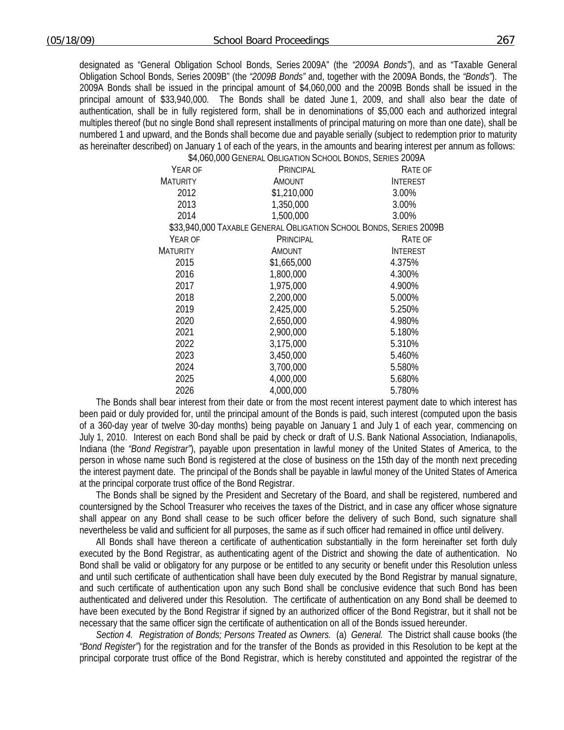designated as "General Obligation School Bonds, Series 2009A" (the *"2009A Bonds"*), and as "Taxable General Obligation School Bonds, Series 2009B" (the *"2009B Bonds"* and, together with the 2009A Bonds, the *"Bonds"*). The 2009A Bonds shall be issued in the principal amount of $4,060,000 and the 2009B Bonds shall be issued in the principal amount of $33,940,000. The Bonds shall be dated June 1, 2009, and shall also bear the date of authentication, shall be in fully registered form, shall be in denominations of $5,000 each and authorized integral multiples thereof (but no single Bond shall represent installments of principal maturing on more than one date), shall be numbered 1 and upward, and the Bonds shall become due and payable serially (subject to redemption prior to maturity as hereinafter described) on January 1 of each of the years, in the amounts and bearing interest per annum as follows:

$4,060,000 General Obligation School Bonds, Series 2009A

| Year of Maturity | Principal Amount | Rate of Interest |
|---|---|---|
| 2012 | $1,210,000 | 3.00% |
| 2013 | 1,350,000 | 3.00% |
| 2014 | 1,500,000 | 3.00% |

$33,940,000 Taxable General Obligation School Bonds, Series 2009B

| Year of Maturity | Principal Amount | Rate of Interest |
|---|---|---|
| 2015 | $1,665,000 | 4.375% |
| 2016 | 1,800,000 | 4.300% |
| 2017 | 1,975,000 | 4.900% |
| 2018 | 2,200,000 | 5.000% |
| 2019 | 2,425,000 | 5.250% |
| 2020 | 2,650,000 | 4.980% |
| 2021 | 2,900,000 | 5.180% |
| 2022 | 3,175,000 | 5.310% |
| 2023 | 3,450,000 | 5.460% |
| 2024 | 3,700,000 | 5.580% |
| 2025 | 4,000,000 | 5.680% |
| 2026 | 4,000,000 | 5.780% |

The Bonds shall bear interest from their date or from the most recent interest payment date to which interest has been paid or duly provided for, until the principal amount of the Bonds is paid, such interest (computed upon the basis of a 360-day year of twelve 30-day months) being payable on January 1 and July 1 of each year, commencing on July 1, 2010. Interest on each Bond shall be paid by check or draft of U.S. Bank National Association, Indianapolis, Indiana (the *"Bond Registrar"*), payable upon presentation in lawful money of the United States of America, to the person in whose name such Bond is registered at the close of business on the 15th day of the month next preceding the interest payment date. The principal of the Bonds shall be payable in lawful money of the United States of America at the principal corporate trust office of the Bond Registrar.

The Bonds shall be signed by the President and Secretary of the Board, and shall be registered, numbered and countersigned by the School Treasurer who receives the taxes of the District, and in case any officer whose signature shall appear on any Bond shall cease to be such officer before the delivery of such Bond, such signature shall nevertheless be valid and sufficient for all purposes, the same as if such officer had remained in office until delivery.

All Bonds shall have thereon a certificate of authentication substantially in the form hereinafter set forth duly executed by the Bond Registrar, as authenticating agent of the District and showing the date of authentication. No Bond shall be valid or obligatory for any purpose or be entitled to any security or benefit under this Resolution unless and until such certificate of authentication shall have been duly executed by the Bond Registrar by manual signature, and such certificate of authentication upon any such Bond shall be conclusive evidence that such Bond has been authenticated and delivered under this Resolution. The certificate of authentication on any Bond shall be deemed to have been executed by the Bond Registrar if signed by an authorized officer of the Bond Registrar, but it shall not be necessary that the same officer sign the certificate of authentication on all of the Bonds issued hereunder.

*Section 4. Registration of Bonds; Persons Treated as Owners.* (a) *General.* The District shall cause books (the *"Bond Register"*) for the registration and for the transfer of the Bonds as provided in this Resolution to be kept at the principal corporate trust office of the Bond Registrar, which is hereby constituted and appointed the registrar of the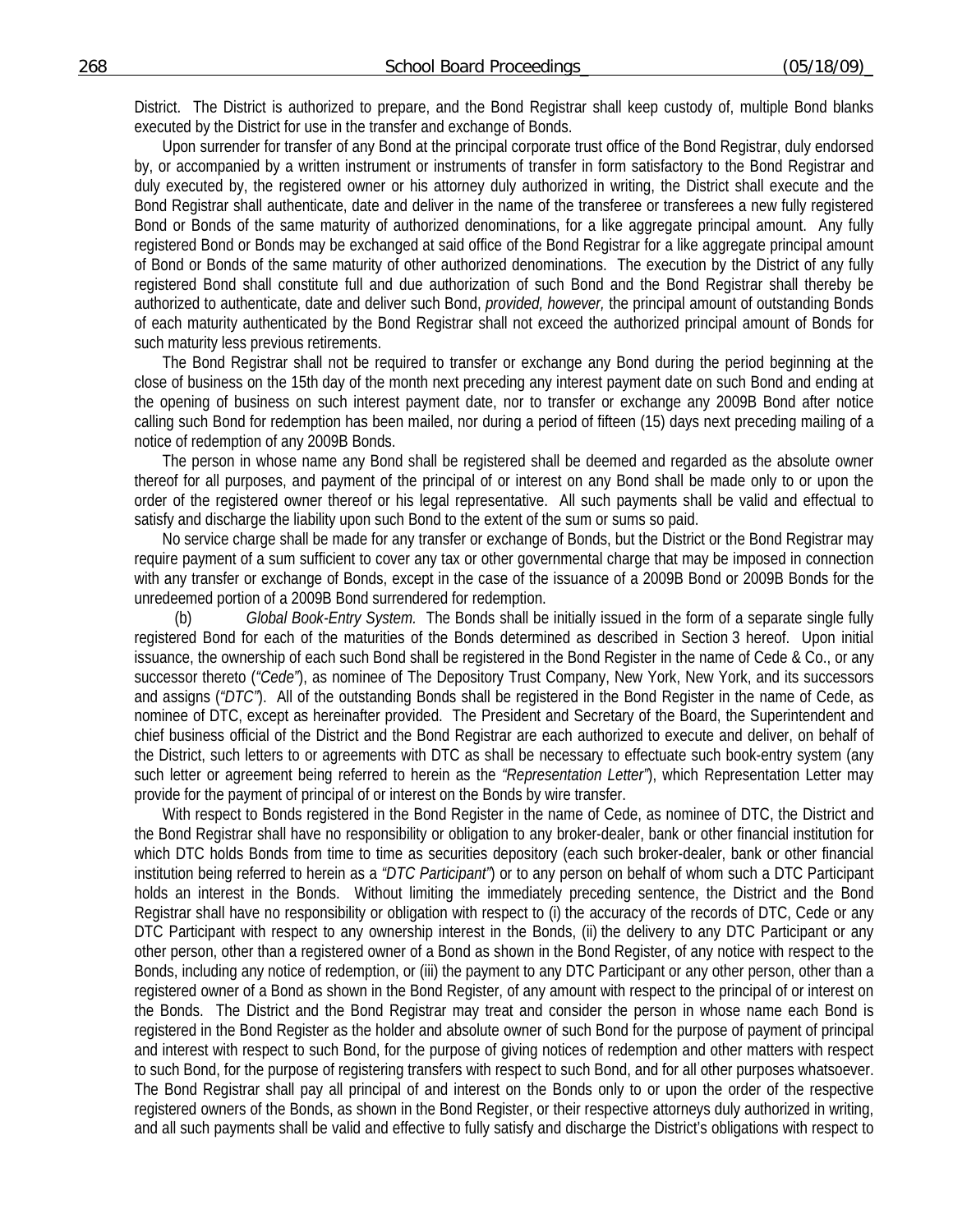District. The District is authorized to prepare, and the Bond Registrar shall keep custody of, multiple Bond blanks executed by the District for use in the transfer and exchange of Bonds.

Upon surrender for transfer of any Bond at the principal corporate trust office of the Bond Registrar, duly endorsed by, or accompanied by a written instrument or instruments of transfer in form satisfactory to the Bond Registrar and duly executed by, the registered owner or his attorney duly authorized in writing, the District shall execute and the Bond Registrar shall authenticate, date and deliver in the name of the transferee or transferees a new fully registered Bond or Bonds of the same maturity of authorized denominations, for a like aggregate principal amount. Any fully registered Bond or Bonds may be exchanged at said office of the Bond Registrar for a like aggregate principal amount of Bond or Bonds of the same maturity of other authorized denominations. The execution by the District of any fully registered Bond shall constitute full and due authorization of such Bond and the Bond Registrar shall thereby be authorized to authenticate, date and deliver such Bond, *provided, however,* the principal amount of outstanding Bonds of each maturity authenticated by the Bond Registrar shall not exceed the authorized principal amount of Bonds for such maturity less previous retirements.

The Bond Registrar shall not be required to transfer or exchange any Bond during the period beginning at the close of business on the 15th day of the month next preceding any interest payment date on such Bond and ending at the opening of business on such interest payment date, nor to transfer or exchange any 2009B Bond after notice calling such Bond for redemption has been mailed, nor during a period of fifteen (15) days next preceding mailing of a notice of redemption of any 2009B Bonds.

The person in whose name any Bond shall be registered shall be deemed and regarded as the absolute owner thereof for all purposes, and payment of the principal of or interest on any Bond shall be made only to or upon the order of the registered owner thereof or his legal representative. All such payments shall be valid and effectual to satisfy and discharge the liability upon such Bond to the extent of the sum or sums so paid.

No service charge shall be made for any transfer or exchange of Bonds, but the District or the Bond Registrar may require payment of a sum sufficient to cover any tax or other governmental charge that may be imposed in connection with any transfer or exchange of Bonds, except in the case of the issuance of a 2009B Bond or 2009B Bonds for the unredeemed portion of a 2009B Bond surrendered for redemption.

(b) *Global Book-Entry System.* The Bonds shall be initially issued in the form of a separate single fully registered Bond for each of the maturities of the Bonds determined as described in Section 3 hereof. Upon initial issuance, the ownership of each such Bond shall be registered in the Bond Register in the name of Cede & Co., or any successor thereto (*"Cede"*), as nominee of The Depository Trust Company, New York, New York, and its successors and assigns (*"DTC"*). All of the outstanding Bonds shall be registered in the Bond Register in the name of Cede, as nominee of DTC, except as hereinafter provided. The President and Secretary of the Board, the Superintendent and chief business official of the District and the Bond Registrar are each authorized to execute and deliver, on behalf of the District, such letters to or agreements with DTC as shall be necessary to effectuate such book-entry system (any such letter or agreement being referred to herein as the *"Representation Letter"*), which Representation Letter may provide for the payment of principal of or interest on the Bonds by wire transfer.

With respect to Bonds registered in the Bond Register in the name of Cede, as nominee of DTC, the District and the Bond Registrar shall have no responsibility or obligation to any broker-dealer, bank or other financial institution for which DTC holds Bonds from time to time as securities depository (each such broker-dealer, bank or other financial institution being referred to herein as a *"DTC Participant"*) or to any person on behalf of whom such a DTC Participant holds an interest in the Bonds. Without limiting the immediately preceding sentence, the District and the Bond Registrar shall have no responsibility or obligation with respect to (i) the accuracy of the records of DTC, Cede or any DTC Participant with respect to any ownership interest in the Bonds, (ii) the delivery to any DTC Participant or any other person, other than a registered owner of a Bond as shown in the Bond Register, of any notice with respect to the Bonds, including any notice of redemption, or (iii) the payment to any DTC Participant or any other person, other than a registered owner of a Bond as shown in the Bond Register, of any amount with respect to the principal of or interest on the Bonds. The District and the Bond Registrar may treat and consider the person in whose name each Bond is registered in the Bond Register as the holder and absolute owner of such Bond for the purpose of payment of principal and interest with respect to such Bond, for the purpose of giving notices of redemption and other matters with respect to such Bond, for the purpose of registering transfers with respect to such Bond, and for all other purposes whatsoever. The Bond Registrar shall pay all principal of and interest on the Bonds only to or upon the order of the respective registered owners of the Bonds, as shown in the Bond Register, or their respective attorneys duly authorized in writing, and all such payments shall be valid and effective to fully satisfy and discharge the District's obligations with respect to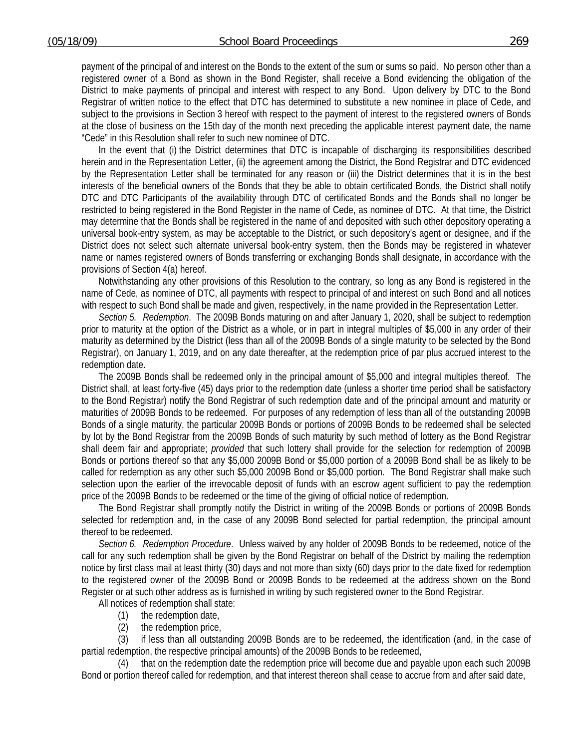payment of the principal of and interest on the Bonds to the extent of the sum or sums so paid. No person other than a registered owner of a Bond as shown in the Bond Register, shall receive a Bond evidencing the obligation of the District to make payments of principal and interest with respect to any Bond. Upon delivery by DTC to the Bond Registrar of written notice to the effect that DTC has determined to substitute a new nominee in place of Cede, and subject to the provisions in Section 3 hereof with respect to the payment of interest to the registered owners of Bonds at the close of business on the 15th day of the month next preceding the applicable interest payment date, the name "Cede" in this Resolution shall refer to such new nominee of DTC.

In the event that (i) the District determines that DTC is incapable of discharging its responsibilities described herein and in the Representation Letter, (ii) the agreement among the District, the Bond Registrar and DTC evidenced by the Representation Letter shall be terminated for any reason or (iii) the District determines that it is in the best interests of the beneficial owners of the Bonds that they be able to obtain certificated Bonds, the District shall notify DTC and DTC Participants of the availability through DTC of certificated Bonds and the Bonds shall no longer be restricted to being registered in the Bond Register in the name of Cede, as nominee of DTC. At that time, the District may determine that the Bonds shall be registered in the name of and deposited with such other depository operating a universal book-entry system, as may be acceptable to the District, or such depository's agent or designee, and if the District does not select such alternate universal book-entry system, then the Bonds may be registered in whatever name or names registered owners of Bonds transferring or exchanging Bonds shall designate, in accordance with the provisions of Section 4(a) hereof.

Notwithstanding any other provisions of this Resolution to the contrary, so long as any Bond is registered in the name of Cede, as nominee of DTC, all payments with respect to principal of and interest on such Bond and all notices with respect to such Bond shall be made and given, respectively, in the name provided in the Representation Letter.

*Section 5. Redemption*. The 2009B Bonds maturing on and after January 1, 2020, shall be subject to redemption prior to maturity at the option of the District as a whole, or in part in integral multiples of $5,000 in any order of their maturity as determined by the District (less than all of the 2009B Bonds of a single maturity to be selected by the Bond Registrar), on January 1, 2019, and on any date thereafter, at the redemption price of par plus accrued interest to the redemption date.

The 2009B Bonds shall be redeemed only in the principal amount of $5,000 and integral multiples thereof. The District shall, at least forty-five (45) days prior to the redemption date (unless a shorter time period shall be satisfactory to the Bond Registrar) notify the Bond Registrar of such redemption date and of the principal amount and maturity or maturities of 2009B Bonds to be redeemed. For purposes of any redemption of less than all of the outstanding 2009B Bonds of a single maturity, the particular 2009B Bonds or portions of 2009B Bonds to be redeemed shall be selected by lot by the Bond Registrar from the 2009B Bonds of such maturity by such method of lottery as the Bond Registrar shall deem fair and appropriate; *provided* that such lottery shall provide for the selection for redemption of 2009B Bonds or portions thereof so that any $5,000 2009B Bond or $5,000 portion of a 2009B Bond shall be as likely to be called for redemption as any other such $5,000 2009B Bond or $5,000 portion. The Bond Registrar shall make such selection upon the earlier of the irrevocable deposit of funds with an escrow agent sufficient to pay the redemption price of the 2009B Bonds to be redeemed or the time of the giving of official notice of redemption.

The Bond Registrar shall promptly notify the District in writing of the 2009B Bonds or portions of 2009B Bonds selected for redemption and, in the case of any 2009B Bond selected for partial redemption, the principal amount thereof to be redeemed.

*Section 6. Redemption Procedure*. Unless waived by any holder of 2009B Bonds to be redeemed, notice of the call for any such redemption shall be given by the Bond Registrar on behalf of the District by mailing the redemption notice by first class mail at least thirty (30) days and not more than sixty (60) days prior to the date fixed for redemption to the registered owner of the 2009B Bond or 2009B Bonds to be redeemed at the address shown on the Bond Register or at such other address as is furnished in writing by such registered owner to the Bond Registrar.

All notices of redemption shall state:

(1) the redemption date,

(2) the redemption price,

(3) if less than all outstanding 2009B Bonds are to be redeemed, the identification (and, in the case of partial redemption, the respective principal amounts) of the 2009B Bonds to be redeemed,

(4) that on the redemption date the redemption price will become due and payable upon each such 2009B Bond or portion thereof called for redemption, and that interest thereon shall cease to accrue from and after said date,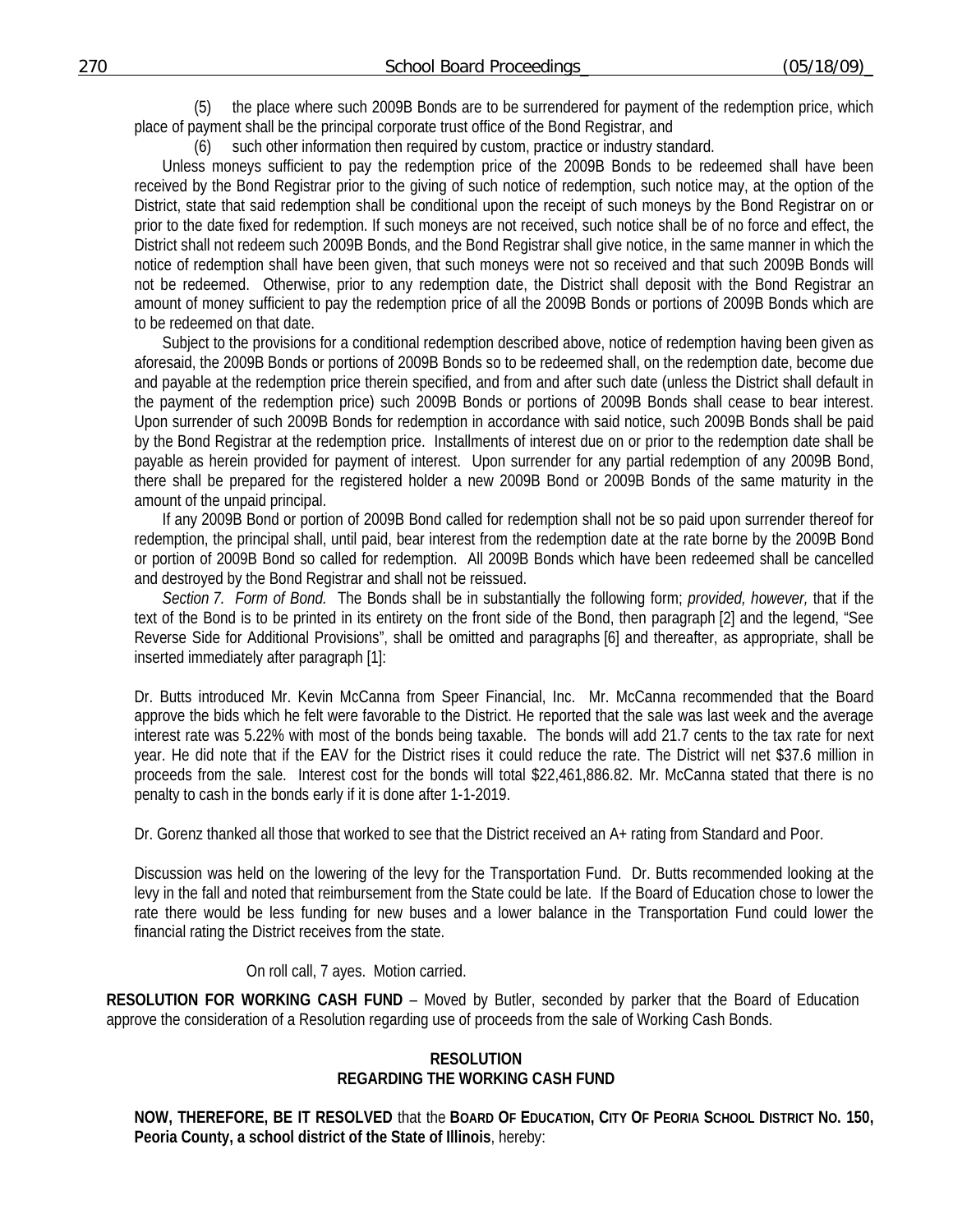(5) the place where such 2009B Bonds are to be surrendered for payment of the redemption price, which place of payment shall be the principal corporate trust office of the Bond Registrar, and

(6) such other information then required by custom, practice or industry standard.

Unless moneys sufficient to pay the redemption price of the 2009B Bonds to be redeemed shall have been received by the Bond Registrar prior to the giving of such notice of redemption, such notice may, at the option of the District, state that said redemption shall be conditional upon the receipt of such moneys by the Bond Registrar on or prior to the date fixed for redemption. If such moneys are not received, such notice shall be of no force and effect, the District shall not redeem such 2009B Bonds, and the Bond Registrar shall give notice, in the same manner in which the notice of redemption shall have been given, that such moneys were not so received and that such 2009B Bonds will not be redeemed. Otherwise, prior to any redemption date, the District shall deposit with the Bond Registrar an amount of money sufficient to pay the redemption price of all the 2009B Bonds or portions of 2009B Bonds which are to be redeemed on that date.

Subject to the provisions for a conditional redemption described above, notice of redemption having been given as aforesaid, the 2009B Bonds or portions of 2009B Bonds so to be redeemed shall, on the redemption date, become due and payable at the redemption price therein specified, and from and after such date (unless the District shall default in the payment of the redemption price) such 2009B Bonds or portions of 2009B Bonds shall cease to bear interest. Upon surrender of such 2009B Bonds for redemption in accordance with said notice, such 2009B Bonds shall be paid by the Bond Registrar at the redemption price. Installments of interest due on or prior to the redemption date shall be payable as herein provided for payment of interest. Upon surrender for any partial redemption of any 2009B Bond, there shall be prepared for the registered holder a new 2009B Bond or 2009B Bonds of the same maturity in the amount of the unpaid principal.

If any 2009B Bond or portion of 2009B Bond called for redemption shall not be so paid upon surrender thereof for redemption, the principal shall, until paid, bear interest from the redemption date at the rate borne by the 2009B Bond or portion of 2009B Bond so called for redemption. All 2009B Bonds which have been redeemed shall be cancelled and destroyed by the Bond Registrar and shall not be reissued.

*Section 7. Form of Bond.* The Bonds shall be in substantially the following form; *provided, however,* that if the text of the Bond is to be printed in its entirety on the front side of the Bond, then paragraph [2] and the legend, "See Reverse Side for Additional Provisions", shall be omitted and paragraphs [6] and thereafter, as appropriate, shall be inserted immediately after paragraph [1]:

Dr. Butts introduced Mr. Kevin McCanna from Speer Financial, Inc. Mr. McCanna recommended that the Board approve the bids which he felt were favorable to the District. He reported that the sale was last week and the average interest rate was 5.22% with most of the bonds being taxable. The bonds will add 21.7 cents to the tax rate for next year. He did note that if the EAV for the District rises it could reduce the rate. The District will net $37.6 million in proceeds from the sale. Interest cost for the bonds will total $22,461,886.82. Mr. McCanna stated that there is no penalty to cash in the bonds early if it is done after 1-1-2019.

Dr. Gorenz thanked all those that worked to see that the District received an A+ rating from Standard and Poor.

Discussion was held on the lowering of the levy for the Transportation Fund. Dr. Butts recommended looking at the levy in the fall and noted that reimbursement from the State could be late. If the Board of Education chose to lower the rate there would be less funding for new buses and a lower balance in the Transportation Fund could lower the financial rating the District receives from the state.

On roll call, 7 ayes. Motion carried.

**RESOLUTION FOR WORKING CASH FUND** – Moved by Butler, seconded by parker that the Board of Education approve the consideration of a Resolution regarding use of proceeds from the sale of Working Cash Bonds.

**RESOLUTION**
**REGARDING THE WORKING CASH FUND**

**NOW, THEREFORE, BE IT RESOLVED** that the **BOARD OF EDUCATION, CITY OF PEORIA SCHOOL DISTRICT NO. 150, Peoria County, a school district of the State of Illinois**, hereby: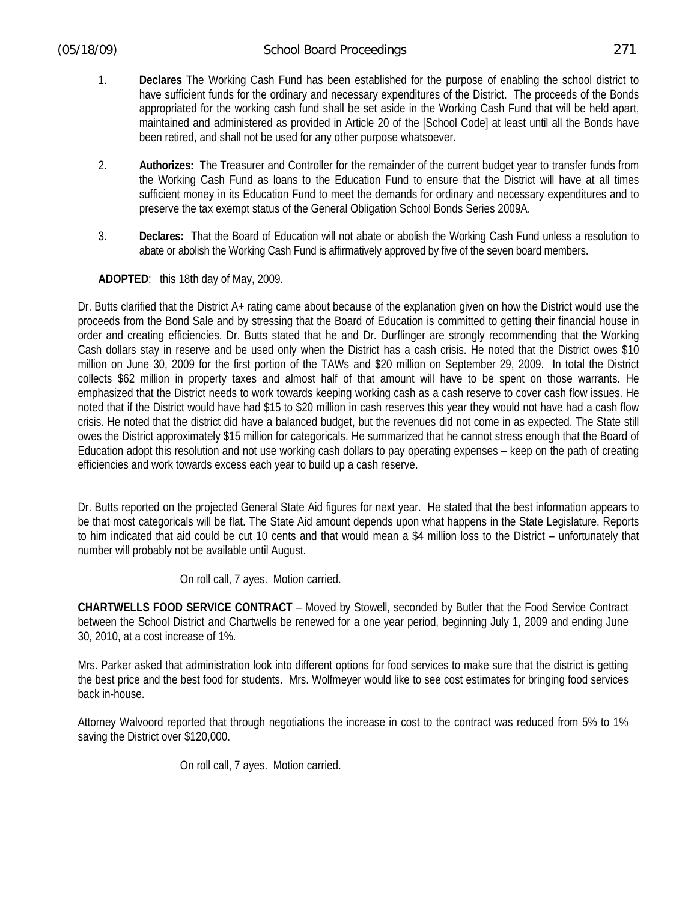1. **Declares** The Working Cash Fund has been established for the purpose of enabling the school district to have sufficient funds for the ordinary and necessary expenditures of the District. The proceeds of the Bonds appropriated for the working cash fund shall be set aside in the Working Cash Fund that will be held apart, maintained and administered as provided in Article 20 of the [School Code] at least until all the Bonds have been retired, and shall not be used for any other purpose whatsoever.

2. **Authorizes:** The Treasurer and Controller for the remainder of the current budget year to transfer funds from the Working Cash Fund as loans to the Education Fund to ensure that the District will have at all times sufficient money in its Education Fund to meet the demands for ordinary and necessary expenditures and to preserve the tax exempt status of the General Obligation School Bonds Series 2009A.

3. **Declares:** That the Board of Education will not abate or abolish the Working Cash Fund unless a resolution to abate or abolish the Working Cash Fund is affirmatively approved by five of the seven board members.

**ADOPTED**: this 18th day of May, 2009.

Dr. Butts clarified that the District A+ rating came about because of the explanation given on how the District would use the proceeds from the Bond Sale and by stressing that the Board of Education is committed to getting their financial house in order and creating efficiencies. Dr. Butts stated that he and Dr. Durflinger are strongly recommending that the Working Cash dollars stay in reserve and be used only when the District has a cash crisis. He noted that the District owes $10 million on June 30, 2009 for the first portion of the TAWs and $20 million on September 29, 2009. In total the District collects $62 million in property taxes and almost half of that amount will have to be spent on those warrants. He emphasized that the District needs to work towards keeping working cash as a cash reserve to cover cash flow issues. He noted that if the District would have had $15 to $20 million in cash reserves this year they would not have had a cash flow crisis. He noted that the district did have a balanced budget, but the revenues did not come in as expected. The State still owes the District approximately $15 million for categoricals. He summarized that he cannot stress enough that the Board of Education adopt this resolution and not use working cash dollars to pay operating expenses – keep on the path of creating efficiencies and work towards excess each year to build up a cash reserve.

Dr. Butts reported on the projected General State Aid figures for next year. He stated that the best information appears to be that most categoricals will be flat. The State Aid amount depends upon what happens in the State Legislature. Reports to him indicated that aid could be cut 10 cents and that would mean a $4 million loss to the District – unfortunately that number will probably not be available until August.

On roll call, 7 ayes. Motion carried.

**CHARTWELLS FOOD SERVICE CONTRACT** – Moved by Stowell, seconded by Butler that the Food Service Contract between the School District and Chartwells be renewed for a one year period, beginning July 1, 2009 and ending June 30, 2010, at a cost increase of 1%.

Mrs. Parker asked that administration look into different options for food services to make sure that the district is getting the best price and the best food for students. Mrs. Wolfmeyer would like to see cost estimates for bringing food services back in-house.

Attorney Walvoord reported that through negotiations the increase in cost to the contract was reduced from 5% to 1% saving the District over $120,000.

On roll call, 7 ayes. Motion carried.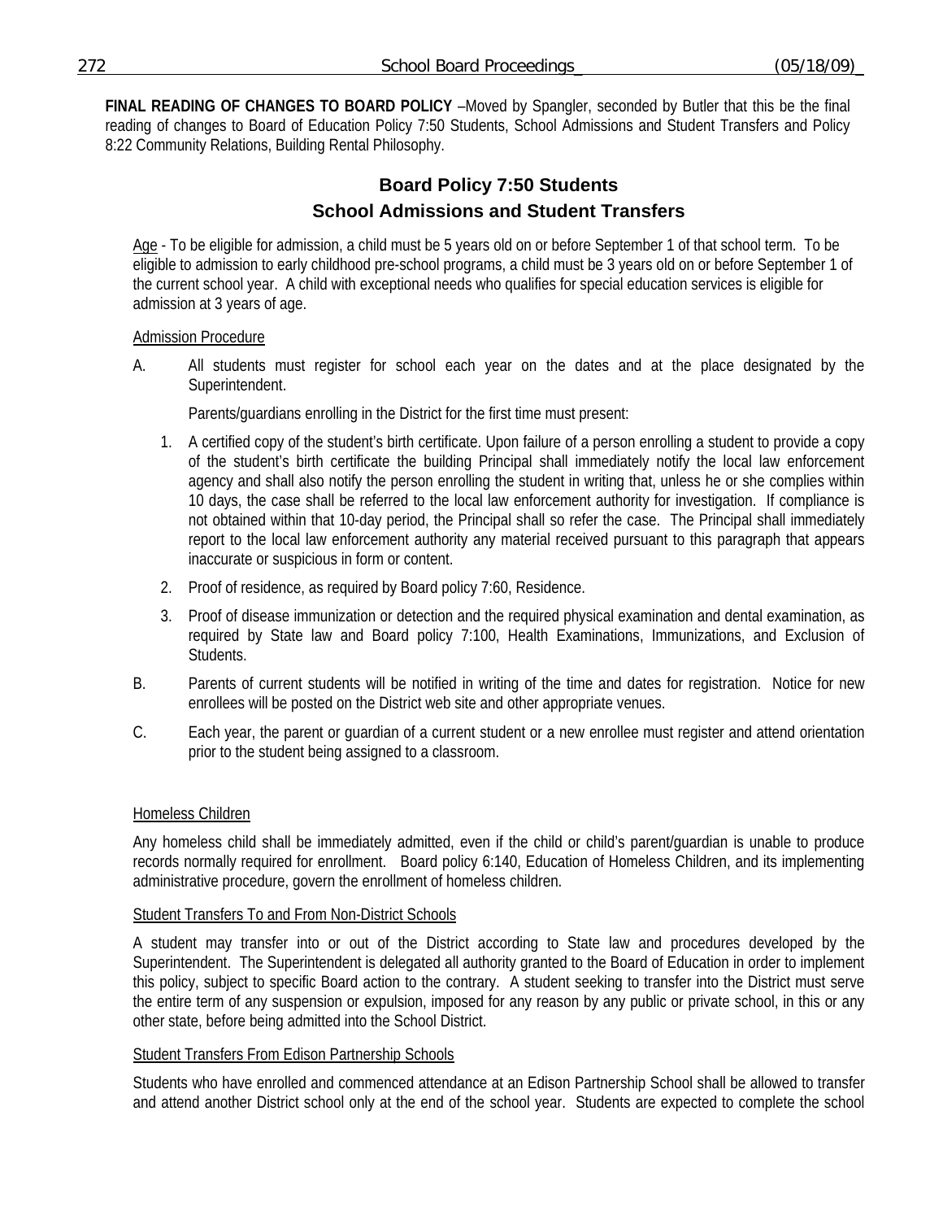**FINAL READING OF CHANGES TO BOARD POLICY** –Moved by Spangler, seconded by Butler that this be the final reading of changes to Board of Education Policy 7:50 Students, School Admissions and Student Transfers and Policy 8:22 Community Relations, Building Rental Philosophy.

## Board Policy 7:50 Students
## School Admissions and Student Transfers

Age - To be eligible for admission, a child must be 5 years old on or before September 1 of that school term. To be eligible to admission to early childhood pre-school programs, a child must be 3 years old on or before September 1 of the current school year. A child with exceptional needs who qualifies for special education services is eligible for admission at 3 years of age.

Admission Procedure

A. All students must register for school each year on the dates and at the place designated by the Superintendent.

   Parents/guardians enrolling in the District for the first time must present:

   1. A certified copy of the student's birth certificate. Upon failure of a person enrolling a student to provide a copy of the student's birth certificate the building Principal shall immediately notify the local law enforcement agency and shall also notify the person enrolling the student in writing that, unless he or she complies within 10 days, the case shall be referred to the local law enforcement authority for investigation. If compliance is not obtained within that 10-day period, the Principal shall so refer the case. The Principal shall immediately report to the local law enforcement authority any material received pursuant to this paragraph that appears inaccurate or suspicious in form or content.
   2. Proof of residence, as required by Board policy 7:60, Residence.
   3. Proof of disease immunization or detection and the required physical examination and dental examination, as required by State law and Board policy 7:100, Health Examinations, Immunizations, and Exclusion of Students.

B. Parents of current students will be notified in writing of the time and dates for registration. Notice for new enrollees will be posted on the District web site and other appropriate venues.

C. Each year, the parent or guardian of a current student or a new enrollee must register and attend orientation prior to the student being assigned to a classroom.

Homeless Children

Any homeless child shall be immediately admitted, even if the child or child's parent/guardian is unable to produce records normally required for enrollment. Board policy 6:140, Education of Homeless Children, and its implementing administrative procedure, govern the enrollment of homeless children.

Student Transfers To and From Non-District Schools

A student may transfer into or out of the District according to State law and procedures developed by the Superintendent. The Superintendent is delegated all authority granted to the Board of Education in order to implement this policy, subject to specific Board action to the contrary. A student seeking to transfer into the District must serve the entire term of any suspension or expulsion, imposed for any reason by any public or private school, in this or any other state, before being admitted into the School District.

Student Transfers From Edison Partnership Schools

Students who have enrolled and commenced attendance at an Edison Partnership School shall be allowed to transfer and attend another District school only at the end of the school year. Students are expected to complete the school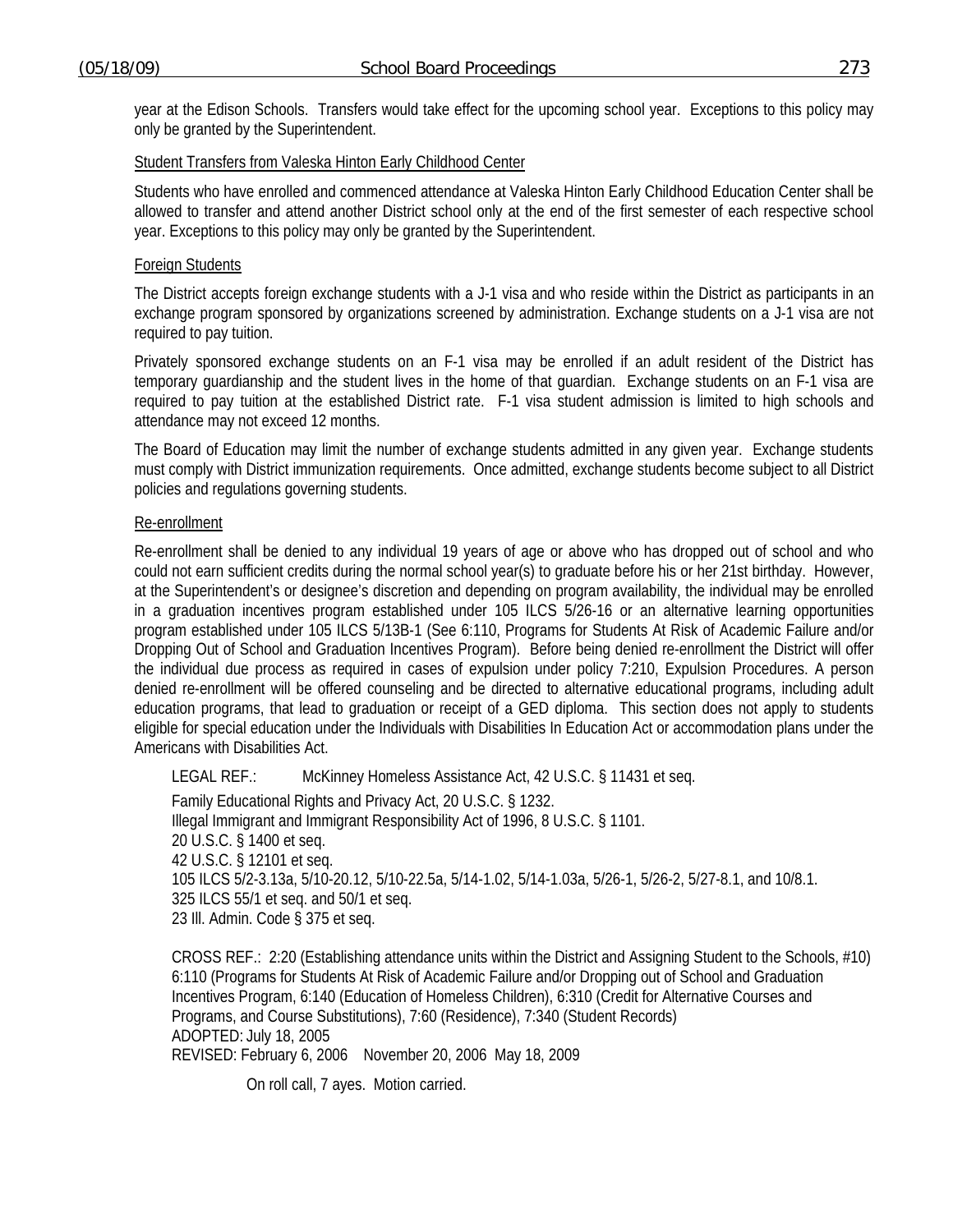year at the Edison Schools. Transfers would take effect for the upcoming school year. Exceptions to this policy may only be granted by the Superintendent.

Student Transfers from Valeska Hinton Early Childhood Center

Students who have enrolled and commenced attendance at Valeska Hinton Early Childhood Education Center shall be allowed to transfer and attend another District school only at the end of the first semester of each respective school year. Exceptions to this policy may only be granted by the Superintendent.

Foreign Students

The District accepts foreign exchange students with a J-1 visa and who reside within the District as participants in an exchange program sponsored by organizations screened by administration. Exchange students on a J-1 visa are not required to pay tuition.

Privately sponsored exchange students on an F-1 visa may be enrolled if an adult resident of the District has temporary guardianship and the student lives in the home of that guardian. Exchange students on an F-1 visa are required to pay tuition at the established District rate. F-1 visa student admission is limited to high schools and attendance may not exceed 12 months.

The Board of Education may limit the number of exchange students admitted in any given year. Exchange students must comply with District immunization requirements. Once admitted, exchange students become subject to all District policies and regulations governing students.

Re-enrollment

Re-enrollment shall be denied to any individual 19 years of age or above who has dropped out of school and who could not earn sufficient credits during the normal school year(s) to graduate before his or her 21st birthday. However, at the Superintendent's or designee's discretion and depending on program availability, the individual may be enrolled in a graduation incentives program established under 105 ILCS 5/26-16 or an alternative learning opportunities program established under 105 ILCS 5/13B-1 (See 6:110, Programs for Students At Risk of Academic Failure and/or Dropping Out of School and Graduation Incentives Program). Before being denied re-enrollment the District will offer the individual due process as required in cases of expulsion under policy 7:210, Expulsion Procedures. A person denied re-enrollment will be offered counseling and be directed to alternative educational programs, including adult education programs, that lead to graduation or receipt of a GED diploma. This section does not apply to students eligible for special education under the Individuals with Disabilities In Education Act or accommodation plans under the Americans with Disabilities Act.

LEGAL REF.: McKinney Homeless Assistance Act, 42 U.S.C. § 11431 et seq.
Family Educational Rights and Privacy Act, 20 U.S.C. § 1232.
Illegal Immigrant and Immigrant Responsibility Act of 1996, 8 U.S.C. § 1101.
20 U.S.C. § 1400 et seq.
42 U.S.C. § 12101 et seq.
105 ILCS 5/2-3.13a, 5/10-20.12, 5/10-22.5a, 5/14-1.02, 5/14-1.03a, 5/26-1, 5/26-2, 5/27-8.1, and 10/8.1.
325 ILCS 55/1 et seq. and 50/1 et seq.
23 Ill. Admin. Code § 375 et seq.

CROSS REF.: 2:20 (Establishing attendance units within the District and Assigning Student to the Schools, #10) 6:110 (Programs for Students At Risk of Academic Failure and/or Dropping out of School and Graduation Incentives Program, 6:140 (Education of Homeless Children), 6:310 (Credit for Alternative Courses and Programs, and Course Substitutions), 7:60 (Residence), 7:340 (Student Records)
ADOPTED: July 18, 2005
REVISED: February 6, 2006 November 20, 2006 May 18, 2009

On roll call, 7 ayes. Motion carried.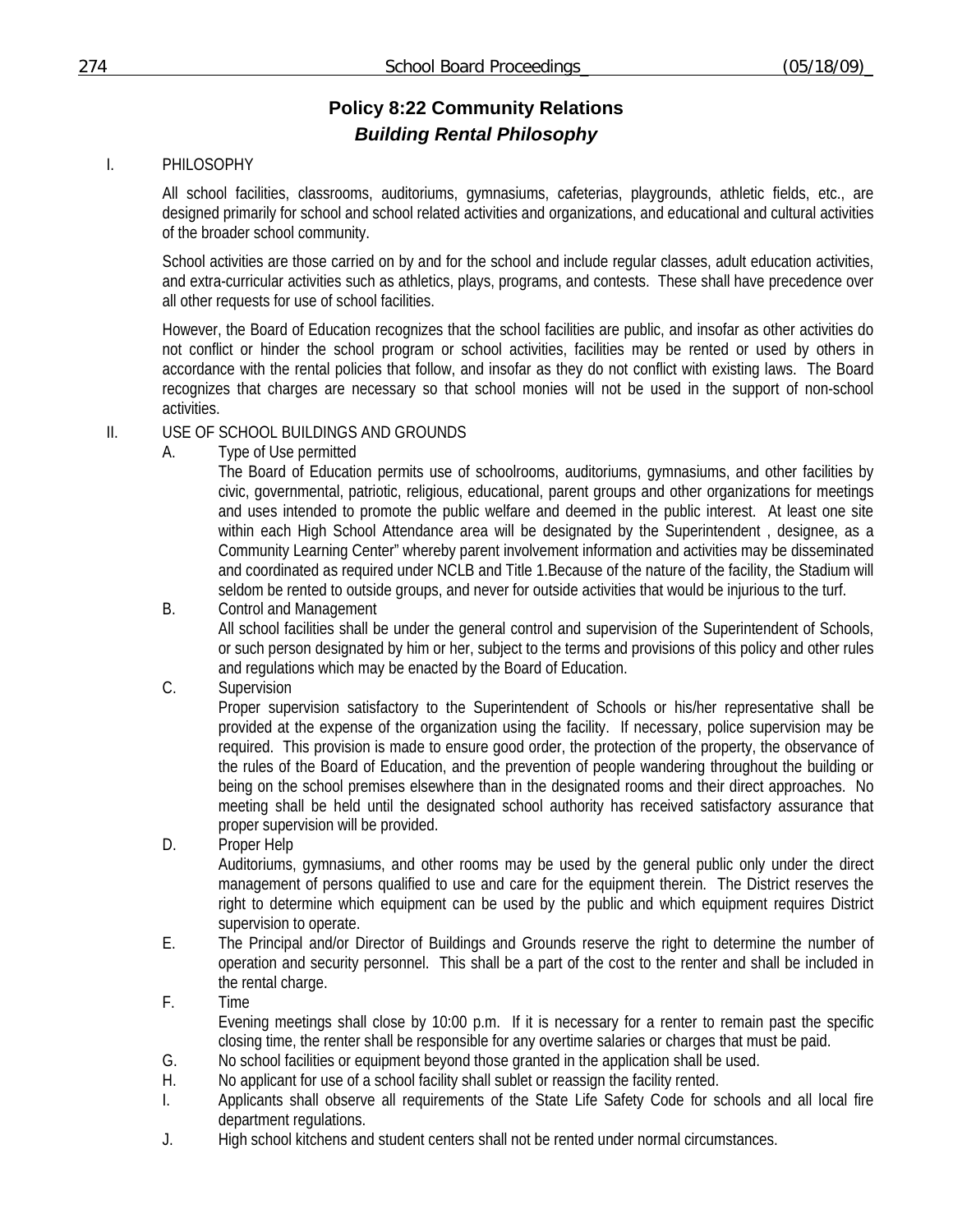# Policy 8:22 Community Relations

## *Building Rental Philosophy*

I. PHILOSOPHY

All school facilities, classrooms, auditoriums, gymnasiums, cafeterias, playgrounds, athletic fields, etc., are designed primarily for school and school related activities and organizations, and educational and cultural activities of the broader school community.

School activities are those carried on by and for the school and include regular classes, adult education activities, and extra-curricular activities such as athletics, plays, programs, and contests. These shall have precedence over all other requests for use of school facilities.

However, the Board of Education recognizes that the school facilities are public, and insofar as other activities do not conflict or hinder the school program or school activities, facilities may be rented or used by others in accordance with the rental policies that follow, and insofar as they do not conflict with existing laws. The Board recognizes that charges are necessary so that school monies will not be used in the support of non-school activities.

II. USE OF SCHOOL BUILDINGS AND GROUNDS

A. Type of Use permitted

The Board of Education permits use of schoolrooms, auditoriums, gymnasiums, and other facilities by civic, governmental, patriotic, religious, educational, parent groups and other organizations for meetings and uses intended to promote the public welfare and deemed in the public interest. At least one site within each High School Attendance area will be designated by the Superintendent , designee, as a Community Learning Center" whereby parent involvement information and activities may be disseminated and coordinated as required under NCLB and Title 1.Because of the nature of the facility, the Stadium will seldom be rented to outside groups, and never for outside activities that would be injurious to the turf.

B. Control and Management

All school facilities shall be under the general control and supervision of the Superintendent of Schools, or such person designated by him or her, subject to the terms and provisions of this policy and other rules and regulations which may be enacted by the Board of Education.

C. Supervision

Proper supervision satisfactory to the Superintendent of Schools or his/her representative shall be provided at the expense of the organization using the facility. If necessary, police supervision may be required. This provision is made to ensure good order, the protection of the property, the observance of the rules of the Board of Education, and the prevention of people wandering throughout the building or being on the school premises elsewhere than in the designated rooms and their direct approaches. No meeting shall be held until the designated school authority has received satisfactory assurance that proper supervision will be provided.

D. Proper Help

Auditoriums, gymnasiums, and other rooms may be used by the general public only under the direct management of persons qualified to use and care for the equipment therein. The District reserves the right to determine which equipment can be used by the public and which equipment requires District supervision to operate.

E. The Principal and/or Director of Buildings and Grounds reserve the right to determine the number of operation and security personnel. This shall be a part of the cost to the renter and shall be included in the rental charge.

F. Time

Evening meetings shall close by 10:00 p.m. If it is necessary for a renter to remain past the specific closing time, the renter shall be responsible for any overtime salaries or charges that must be paid.

G. No school facilities or equipment beyond those granted in the application shall be used.

H. No applicant for use of a school facility shall sublet or reassign the facility rented.

I. Applicants shall observe all requirements of the State Life Safety Code for schools and all local fire department regulations.

J. High school kitchens and student centers shall not be rented under normal circumstances.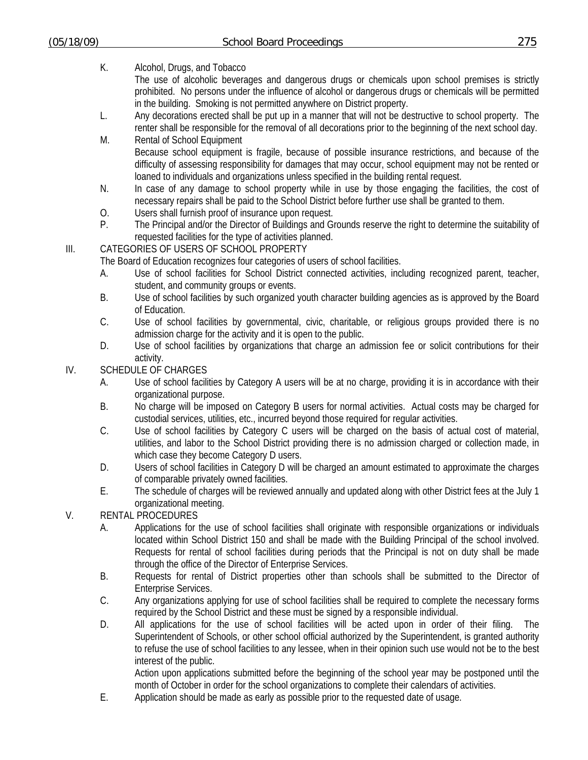K. Alcohol, Drugs, and Tobacco
   The use of alcoholic beverages and dangerous drugs or chemicals upon school premises is strictly prohibited. No persons under the influence of alcohol or dangerous drugs or chemicals will be permitted in the building. Smoking is not permitted anywhere on District property.

L. Any decorations erected shall be put up in a manner that will not be destructive to school property. The renter shall be responsible for the removal of all decorations prior to the beginning of the next school day.

M. Rental of School Equipment
   Because school equipment is fragile, because of possible insurance restrictions, and because of the difficulty of assessing responsibility for damages that may occur, school equipment may not be rented or loaned to individuals and organizations unless specified in the building rental request.

N. In case of any damage to school property while in use by those engaging the facilities, the cost of necessary repairs shall be paid to the School District before further use shall be granted to them.

O. Users shall furnish proof of insurance upon request.

P. The Principal and/or the Director of Buildings and Grounds reserve the right to determine the suitability of requested facilities for the type of activities planned.

III. CATEGORIES OF USERS OF SCHOOL PROPERTY

The Board of Education recognizes four categories of users of school facilities.

A. Use of school facilities for School District connected activities, including recognized parent, teacher, student, and community groups or events.

B. Use of school facilities by such organized youth character building agencies as is approved by the Board of Education.

C. Use of school facilities by governmental, civic, charitable, or religious groups provided there is no admission charge for the activity and it is open to the public.

D. Use of school facilities by organizations that charge an admission fee or solicit contributions for their activity.

IV. SCHEDULE OF CHARGES

A. Use of school facilities by Category A users will be at no charge, providing it is in accordance with their organizational purpose.

B. No charge will be imposed on Category B users for normal activities. Actual costs may be charged for custodial services, utilities, etc., incurred beyond those required for regular activities.

C. Use of school facilities by Category C users will be charged on the basis of actual cost of material, utilities, and labor to the School District providing there is no admission charged or collection made, in which case they become Category D users.

D. Users of school facilities in Category D will be charged an amount estimated to approximate the charges of comparable privately owned facilities.

E. The schedule of charges will be reviewed annually and updated along with other District fees at the July 1 organizational meeting.

V. RENTAL PROCEDURES

A. Applications for the use of school facilities shall originate with responsible organizations or individuals located within School District 150 and shall be made with the Building Principal of the school involved. Requests for rental of school facilities during periods that the Principal is not on duty shall be made through the office of the Director of Enterprise Services.

B. Requests for rental of District properties other than schools shall be submitted to the Director of Enterprise Services.

C. Any organizations applying for use of school facilities shall be required to complete the necessary forms required by the School District and these must be signed by a responsible individual.

D. All applications for the use of school facilities will be acted upon in order of their filing. The Superintendent of Schools, or other school official authorized by the Superintendent, is granted authority to refuse the use of school facilities to any lessee, when in their opinion such use would not be to the best interest of the public.
   Action upon applications submitted before the beginning of the school year may be postponed until the month of October in order for the school organizations to complete their calendars of activities.

E. Application should be made as early as possible prior to the requested date of usage.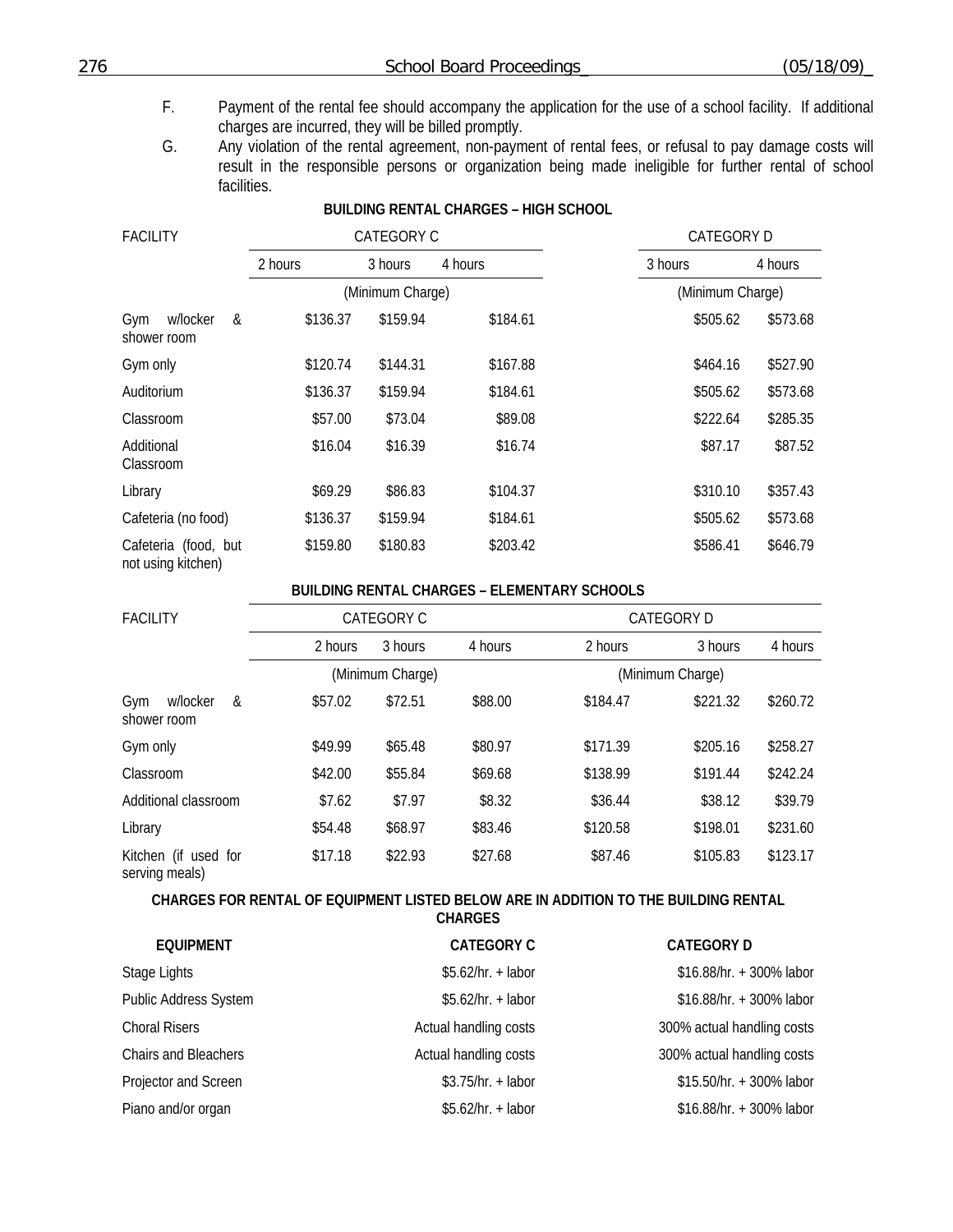F. Payment of the rental fee should accompany the application for the use of a school facility. If additional charges are incurred, they will be billed promptly.

G. Any violation of the rental agreement, non-payment of rental fees, or refusal to pay damage costs will result in the responsible persons or organization being made ineligible for further rental of school facilities.

**BUILDING RENTAL CHARGES – HIGH SCHOOL**

| FACILITY | CATEGORY C | | | CATEGORY D | |
|---|---|---|---|---|---|
| | 2 hours | 3 hours | 4 hours | 3 hours | 4 hours |
| | (Minimum Charge) | | | (Minimum Charge) | |
| Gym w/locker & shower room | $136.37 | $159.94 | $184.61 | $505.62 | $573.68 |
| Gym only | $120.74 | $144.31 | $167.88 | $464.16 | $527.90 |
| Auditorium | $136.37 | $159.94 | $184.61 | $505.62 | $573.68 |
| Classroom | $57.00 | $73.04 | $89.08 | $222.64 | $285.35 |
| Additional Classroom | $16.04 | $16.39 | $16.74 | $87.17 | $87.52 |
| Library | $69.29 | $86.83 | $104.37 | $310.10 | $357.43 |
| Cafeteria (no food) | $136.37 | $159.94 | $184.61 | $505.62 | $573.68 |
| Cafeteria (food, but not using kitchen) | $159.80 | $180.83 | $203.42 | $586.41 | $646.79 |

**BUILDING RENTAL CHARGES – ELEMENTARY SCHOOLS**

| FACILITY | CATEGORY C | | | CATEGORY D | | |
|---|---|---|---|---|---|---|
| | 2 hours | 3 hours | 4 hours | 2 hours | 3 hours | 4 hours |
| | (Minimum Charge) | | | (Minimum Charge) | | |
| Gym w/locker & shower room | $57.02 | $72.51 | $88.00 | $184.47 | $221.32 | $260.72 |
| Gym only | $49.99 | $65.48 | $80.97 | $171.39 | $205.16 | $258.27 |
| Classroom | $42.00 | $55.84 | $69.68 | $138.99 | $191.44 | $242.24 |
| Additional classroom | $7.62 | $7.97 | $8.32 | $36.44 | $38.12 | $39.79 |
| Library | $54.48 | $68.97 | $83.46 | $120.58 | $198.01 | $231.60 |
| Kitchen (if used for serving meals) | $17.18 | $22.93 | $27.68 | $87.46 | $105.83 | $123.17 |

**CHARGES FOR RENTAL OF EQUIPMENT LISTED BELOW ARE IN ADDITION TO THE BUILDING RENTAL CHARGES**

| EQUIPMENT | CATEGORY C | CATEGORY D |
|---|---|---|
| Stage Lights | $5.62/hr. + labor | $16.88/hr. + 300% labor |
| Public Address System | $5.62/hr. + labor | $16.88/hr. + 300% labor |
| Choral Risers | Actual handling costs | 300% actual handling costs |
| Chairs and Bleachers | Actual handling costs | 300% actual handling costs |
| Projector and Screen | $3.75/hr. + labor | $15.50/hr. + 300% labor |
| Piano and/or organ | $5.62/hr. + labor | $16.88/hr. + 300% labor |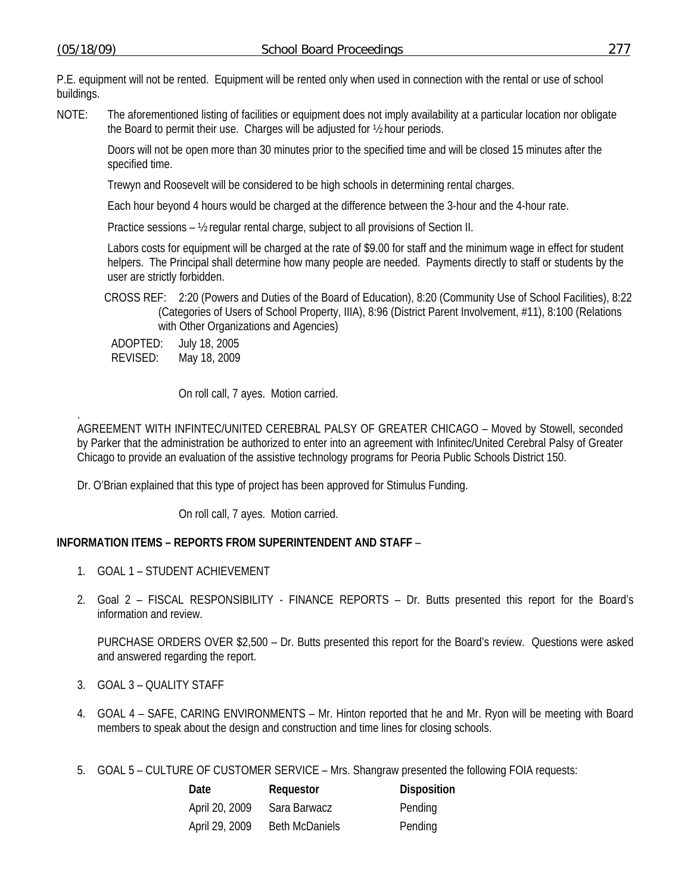P.E. equipment will not be rented. Equipment will be rented only when used in connection with the rental or use of school buildings.

NOTE: The aforementioned listing of facilities or equipment does not imply availability at a particular location nor obligate the Board to permit their use. Charges will be adjusted for ½ hour periods.

Doors will not be open more than 30 minutes prior to the specified time and will be closed 15 minutes after the specified time.

Trewyn and Roosevelt will be considered to be high schools in determining rental charges.

Each hour beyond 4 hours would be charged at the difference between the 3-hour and the 4-hour rate.

Practice sessions – ½ regular rental charge, subject to all provisions of Section II.

Labors costs for equipment will be charged at the rate of $9.00 for staff and the minimum wage in effect for student helpers. The Principal shall determine how many people are needed. Payments directly to staff or students by the user are strictly forbidden.

CROSS REF: 2:20 (Powers and Duties of the Board of Education), 8:20 (Community Use of School Facilities), 8:22 (Categories of Users of School Property, IIIA), 8:96 (District Parent Involvement, #11), 8:100 (Relations with Other Organizations and Agencies)

ADOPTED: July 18, 2005
REVISED: May 18, 2009

On roll call, 7 ayes. Motion carried.

AGREEMENT WITH INFINTEC/UNITED CEREBRAL PALSY OF GREATER CHICAGO – Moved by Stowell, seconded by Parker that the administration be authorized to enter into an agreement with Infinitec/United Cerebral Palsy of Greater Chicago to provide an evaluation of the assistive technology programs for Peoria Public Schools District 150.

Dr. O'Brian explained that this type of project has been approved for Stimulus Funding.

On roll call, 7 ayes. Motion carried.

**INFORMATION ITEMS – REPORTS FROM SUPERINTENDENT AND STAFF** –

1. GOAL 1 – STUDENT ACHIEVEMENT

2. Goal 2 – FISCAL RESPONSIBILITY - FINANCE REPORTS – Dr. Butts presented this report for the Board's information and review.

   PURCHASE ORDERS OVER $2,500 – Dr. Butts presented this report for the Board's review. Questions were asked and answered regarding the report.

3. GOAL 3 – QUALITY STAFF

4. GOAL 4 – SAFE, CARING ENVIRONMENTS – Mr. Hinton reported that he and Mr. Ryon will be meeting with Board members to speak about the design and construction and time lines for closing schools.

5. GOAL 5 – CULTURE OF CUSTOMER SERVICE – Mrs. Shangraw presented the following FOIA requests:

| Date | Requestor | Disposition |
|---|---|---|
| April 20, 2009 | Sara Barwacz | Pending |
| April 29, 2009 | Beth McDaniels | Pending |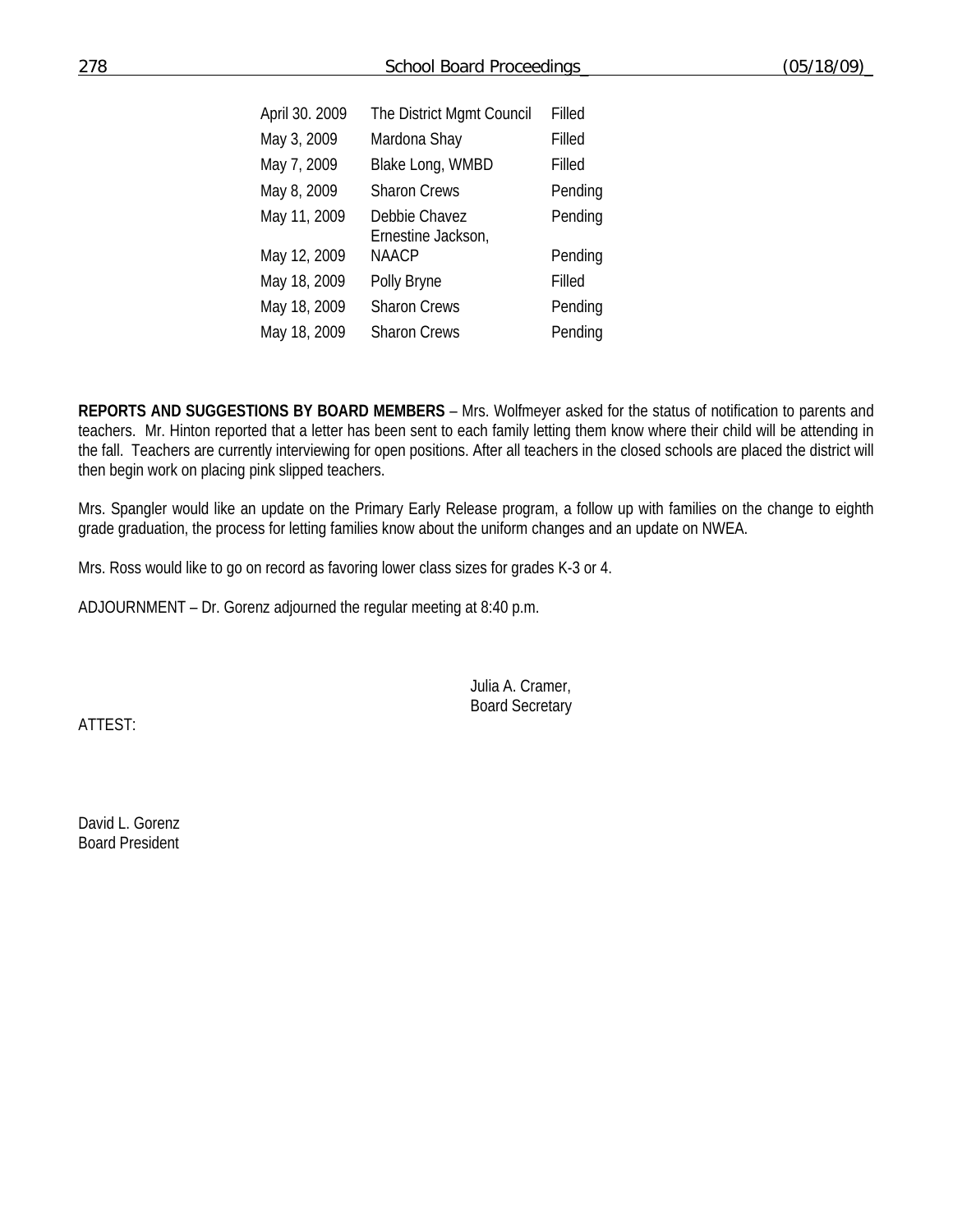| | | |
|---|---|---|
| April 30. 2009 | The District Mgmt Council | Filled |
| May 3, 2009 | Mardona Shay | Filled |
| May 7, 2009 | Blake Long, WMBD | Filled |
| May 8, 2009 | Sharon Crews | Pending |
| May 11, 2009 | Debbie Chavez | Pending |
| May 12, 2009 | Ernestine Jackson, NAACP | Pending |
| May 18, 2009 | Polly Bryne | Filled |
| May 18, 2009 | Sharon Crews | Pending |
| May 18, 2009 | Sharon Crews | Pending |

**REPORTS AND SUGGESTIONS BY BOARD MEMBERS** – Mrs. Wolfmeyer asked for the status of notification to parents and teachers. Mr. Hinton reported that a letter has been sent to each family letting them know where their child will be attending in the fall. Teachers are currently interviewing for open positions. After all teachers in the closed schools are placed the district will then begin work on placing pink slipped teachers.

Mrs. Spangler would like an update on the Primary Early Release program, a follow up with families on the change to eighth grade graduation, the process for letting families know about the uniform changes and an update on NWEA.

Mrs. Ross would like to go on record as favoring lower class sizes for grades K-3 or 4.

ADJOURNMENT – Dr. Gorenz adjourned the regular meeting at 8:40 p.m.

Julia A. Cramer,
Board Secretary

ATTEST:

David L. Gorenz
Board President